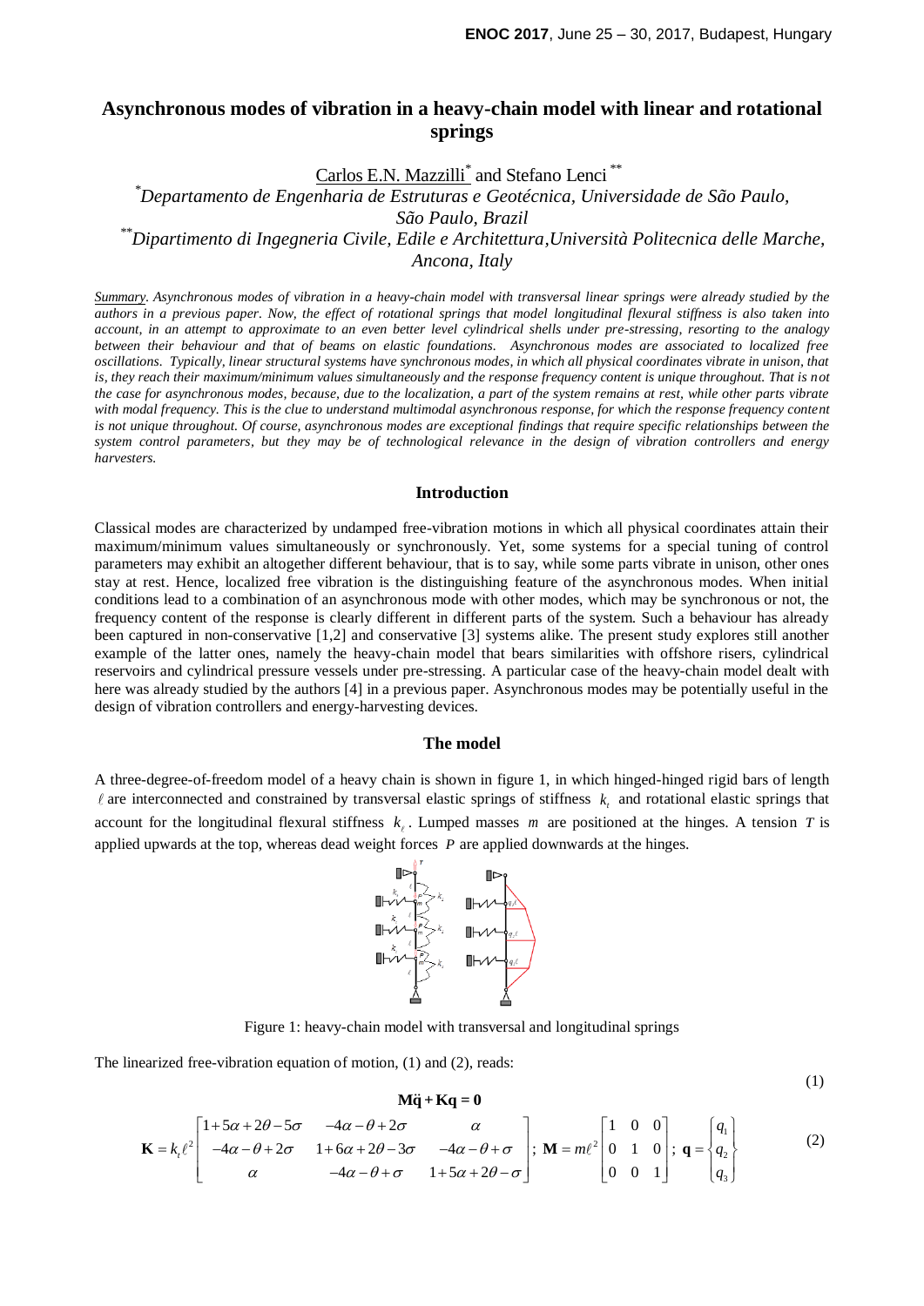# Asynchronous modes of vibration in a heavy-chain model with linear and rotational springs

Carlos E.N. Mazzilli* and Stefano Lenci**

*Departamento de Engenharia de Estruturas e Geotécnica, Universidade de São Paulo, São Paulo, Brazil*

***Dipartimento di Ingegneria Civile, Edile e Architettura, Università Politecnica delle Marche, Ancona, Italy*

*Summary. Asynchronous modes of vibration in a heavy-chain model with transversal linear springs were already studied by the authors in a previous paper. Now, the effect of rotational springs that model longitudinal flexural stiffness is also taken into account, in an attempt to approximate to an even better level cylindrical shells under pre-stressing, resorting to the analogy between their behaviour and that of beams on elastic foundations. Asynchronous modes are associated to localized free oscillations. Typically, linear structural systems have synchronous modes, in which all physical coordinates vibrate in unison, that is, they reach their maximum/minimum values simultaneously and the response frequency content is unique throughout. That is not the case for asynchronous modes, because, due to the localization, a part of the system remains at rest, while other parts vibrate with modal frequency. This is the clue to understand multimodal asynchronous response, for which the response frequency content is not unique throughout. Of course, asynchronous modes are exceptional findings that require specific relationships between the system control parameters, but they may be of technological relevance in the design of vibration controllers and energy harvesters.*

## Introduction

Classical modes are characterized by undamped free-vibration motions in which all physical coordinates attain their maximum/minimum values simultaneously or synchronously. Yet, some systems for a special tuning of control parameters may exhibit an altogether different behaviour, that is to say, while some parts vibrate in unison, other ones stay at rest. Hence, localized free vibration is the distinguishing feature of the asynchronous modes. When initial conditions lead to a combination of an asynchronous mode with other modes, which may be synchronous or not, the frequency content of the response is clearly different in different parts of the system. Such a behaviour has already been captured in non-conservative [1,2] and conservative [3] systems alike. The present study explores still another example of the latter ones, namely the heavy-chain model that bears similarities with offshore risers, cylindrical reservoirs and cylindrical pressure vessels under pre-stressing. A particular case of the heavy-chain model dealt with here was already studied by the authors [4] in a previous paper. Asynchronous modes may be potentially useful in the design of vibration controllers and energy-harvesting devices.

## The model

A three-degree-of-freedom model of a heavy chain is shown in figure 1, in which hinged-hinged rigid bars of length $\ell$ are interconnected and constrained by transversal elastic springs of stiffness $k_t$ and rotational elastic springs that account for the longitudinal flexural stiffness $k_\ell$. Lumped masses $m$ are positioned at the hinges. A tension $T$ is applied upwards at the top, whereas dead weight forces $P$ are applied downwards at the hinges.

Figure 1: heavy-chain model with transversal and longitudinal springs

The linearized free-vibration equation of motion, (1) and (2), reads:

$$\mathbf{M}\ddot{\mathbf{q}} + \mathbf{K}\mathbf{q} = \mathbf{0} \tag{1}$$

$$\mathbf{K} = k_t \ell^2 \begin{bmatrix} 1+5\alpha+2\theta-5\sigma & -4\alpha-\theta+2\sigma & \alpha \\ -4\alpha-\theta+2\sigma & 1+6\alpha+2\theta-3\sigma & -4\alpha-\theta+\sigma \\ \alpha & -4\alpha-\theta+\sigma & 1+5\alpha+2\theta-\sigma \end{bmatrix}; \; \mathbf{M} = m\ell^2 \begin{bmatrix} 1 & 0 & 0 \\ 0 & 1 & 0 \\ 0 & 0 & 1 \end{bmatrix}; \; \mathbf{q} = \begin{Bmatrix} q_1 \\ q_2 \\ q_3 \end{Bmatrix} \tag{2}$$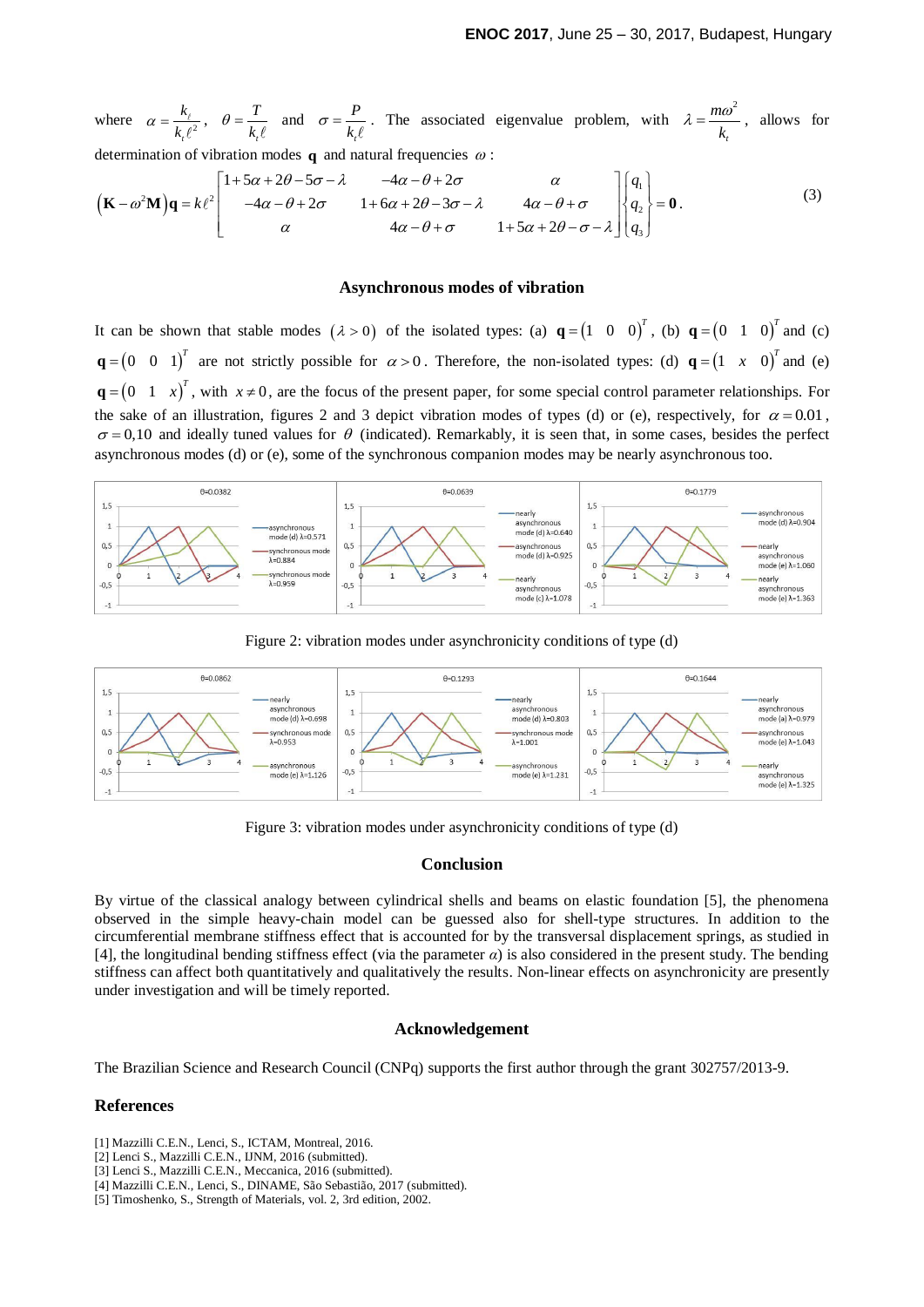where $\alpha = \dfrac{k_f}{k_t \ell^2}$, $\theta = \dfrac{T}{k_t \ell}$ and $\sigma = \dfrac{P}{k_t \ell}$. The associated eigenvalue problem, with $\lambda = \dfrac{m\omega^2}{k_t}$, allows for determination of vibration modes $\mathbf{q}$ and natural frequencies $\omega$:

$$\left(\mathbf{K} - \omega^2 \mathbf{M}\right)\mathbf{q} = k\ell^2 \begin{bmatrix} 1+5\alpha+2\theta-5\sigma-\lambda & -4\alpha-\theta+2\sigma & \alpha \\ -4\alpha-\theta+2\sigma & 1+6\alpha+2\theta-3\sigma-\lambda & 4\alpha-\theta+\sigma \\ \alpha & 4\alpha-\theta+\sigma & 1+5\alpha+2\theta-\sigma-\lambda \end{bmatrix} \begin{Bmatrix} q_1 \\ q_2 \\ q_3 \end{Bmatrix} = \mathbf{0}. \tag{3}$$

## Asynchronous modes of vibration

It can be shown that stable modes $(\lambda > 0)$ of the isolated types: (a) $\mathbf{q} = \begin{pmatrix}1 & 0 & 0\end{pmatrix}^T$, (b) $\mathbf{q} = \begin{pmatrix}0 & 1 & 0\end{pmatrix}^T$ and (c) $\mathbf{q} = \begin{pmatrix}0 & 0 & 1\end{pmatrix}^T$ are not strictly possible for $\alpha > 0$. Therefore, the non-isolated types: (d) $\mathbf{q} = \begin{pmatrix}1 & x & 0\end{pmatrix}^T$ and (e) $\mathbf{q} = \begin{pmatrix}0 & 1 & x\end{pmatrix}^T$, with $x \neq 0$, are the focus of the present paper, for some special control parameter relationships. For the sake of an illustration, figures 2 and 3 depict vibration modes of types (d) or (e), respectively, for $\alpha = 0.01$, $\sigma = 0{,}10$ and ideally tuned values for $\theta$ (indicated). Remarkably, it is seen that, in some cases, besides the perfect asynchronous modes (d) or (e), some of the synchronous companion modes may be nearly asynchronous too.

θ=0.0382
asynchronous mode (d) λ=0.571
synchronous mode λ=0.884
synchronous mode λ=0.959

θ=0.0639
nearly asynchronous mode (d) λ=0.640
asynchronous mode (d) λ=0.925
nearly asynchronous mode (c) λ=1.078

θ=0.1779
asynchronous mode (d) λ=0.904
nearly asynchronous mode (e) λ=1.060
nearly asynchronous mode (e) λ=1.363

Figure 2: vibration modes under asynchronicity conditions of type (d)

θ=0.0862
nearly asynchronous mode (d) λ=0.698
synchronous mode λ=0.953
asynchronous mode (e) λ=1.126

θ=0.1293
nearly asynchronous mode (d) λ=0.803
synchronous mode λ=1.001
asynchronous mode (e) λ=1.231

θ=0.1644
nearly asynchronous mode (a) λ=0.979
asynchronous mode (e) λ=1.043
nearly asynchronous mode (e) λ=1.325

Figure 3: vibration modes under asynchronicity conditions of type (d)

## Conclusion

By virtue of the classical analogy between cylindrical shells and beams on elastic foundation [5], the phenomena observed in the simple heavy-chain model can be guessed also for shell-type structures. In addition to the circumferential membrane stiffness effect that is accounted for by the transversal displacement springs, as studied in [4], the longitudinal bending stiffness effect (via the parameter $\alpha$) is also considered in the present study. The bending stiffness can affect both quantitatively and qualitatively the results. Non-linear effects on asynchronicity are presently under investigation and will be timely reported.

## Acknowledgement

The Brazilian Science and Research Council (CNPq) supports the first author through the grant 302757/2013-9.

## References

[1] Mazzilli C.E.N., Lenci, S., ICTAM, Montreal, 2016.
[2] Lenci S., Mazzilli C.E.N., IJNM, 2016 (submitted).
[3] Lenci S., Mazzilli C.E.N., Meccanica, 2016 (submitted).
[4] Mazzilli C.E.N., Lenci, S., DINAME, São Sebastião, 2017 (submitted).
[5] Timoshenko, S., Strength of Materials, vol. 2, 3rd edition, 2002.